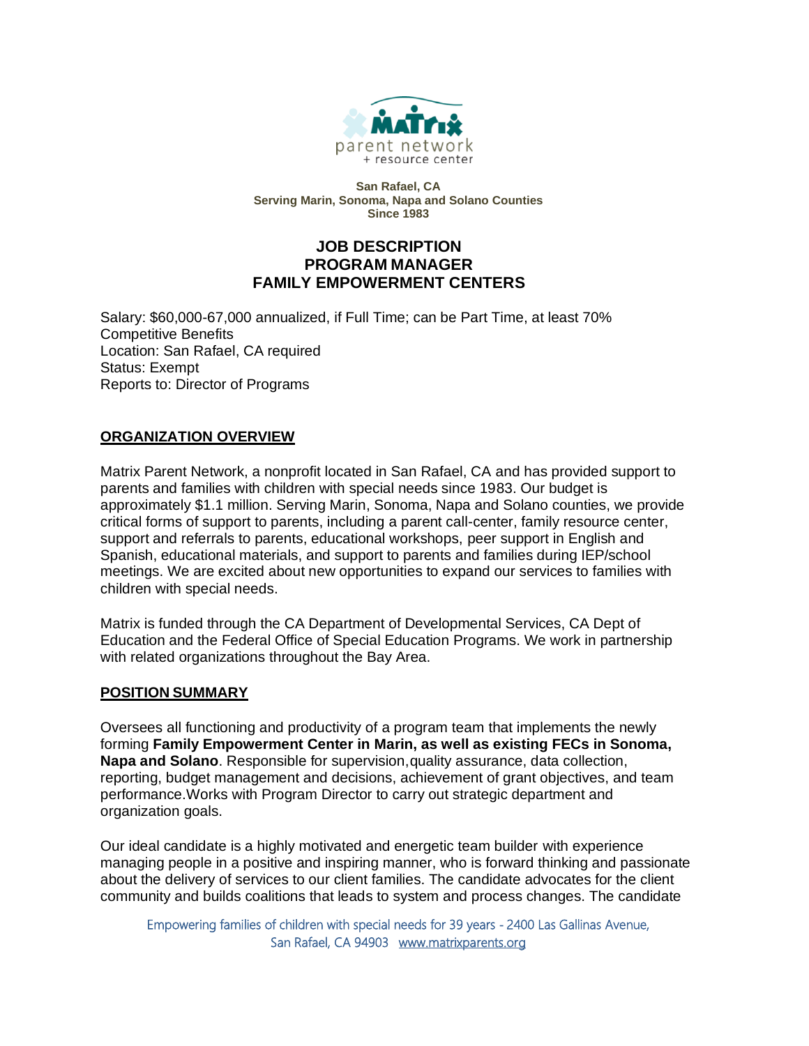**San Rafael, CA**
**Serving Marin, Sonoma, Napa and Solano Counties**
**Since 1983**

# JOB DESCRIPTION
# PROGRAM MANAGER
# FAMILY EMPOWERMENT CENTERS

Salary: $60,000-67,000 annualized, if Full Time; can be Part Time, at least 70%
Competitive Benefits
Location: San Rafael, CA required
Status: Exempt
Reports to: Director of Programs

## ORGANIZATION OVERVIEW

Matrix Parent Network, a nonprofit located in San Rafael, CA and has provided support to parents and families with children with special needs since 1983. Our budget is approximately $1.1 million. Serving Marin, Sonoma, Napa and Solano counties, we provide critical forms of support to parents, including a parent call-center, family resource center, support and referrals to parents, educational workshops, peer support in English and Spanish, educational materials, and support to parents and families during IEP/school meetings. We are excited about new opportunities to expand our services to families with children with special needs.

Matrix is funded through the CA Department of Developmental Services, CA Dept of Education and the Federal Office of Special Education Programs. We work in partnership with related organizations throughout the Bay Area.

## POSITION SUMMARY

Oversees all functioning and productivity of a program team that implements the newly forming **Family Empowerment Center in Marin, as well as existing FECs in Sonoma, Napa and Solano**. Responsible for supervision,quality assurance, data collection, reporting, budget management and decisions, achievement of grant objectives, and team performance.Works with Program Director to carry out strategic department and organization goals.

Our ideal candidate is a highly motivated and energetic team builder with experience managing people in a positive and inspiring manner, who is forward thinking and passionate about the delivery of services to our client families. The candidate advocates for the client community and builds coalitions that leads to system and process changes. The candidate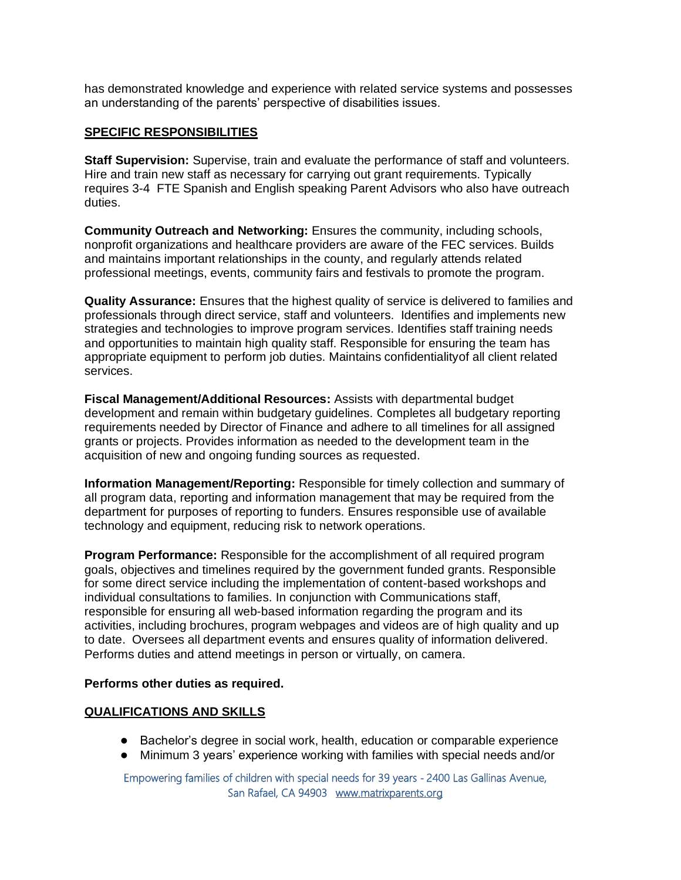has demonstrated knowledge and experience with related service systems and possesses an understanding of the parents' perspective of disabilities issues.

## SPECIFIC RESPONSIBILITIES

**Staff Supervision:** Supervise, train and evaluate the performance of staff and volunteers. Hire and train new staff as necessary for carrying out grant requirements. Typically requires 3-4 FTE Spanish and English speaking Parent Advisors who also have outreach duties.

**Community Outreach and Networking:** Ensures the community, including schools, nonprofit organizations and healthcare providers are aware of the FEC services. Builds and maintains important relationships in the county, and regularly attends related professional meetings, events, community fairs and festivals to promote the program.

**Quality Assurance:** Ensures that the highest quality of service is delivered to families and professionals through direct service, staff and volunteers. Identifies and implements new strategies and technologies to improve program services. Identifies staff training needs and opportunities to maintain high quality staff. Responsible for ensuring the team has appropriate equipment to perform job duties. Maintains confidentialityof all client related services.

**Fiscal Management/Additional Resources:** Assists with departmental budget development and remain within budgetary guidelines. Completes all budgetary reporting requirements needed by Director of Finance and adhere to all timelines for all assigned grants or projects. Provides information as needed to the development team in the acquisition of new and ongoing funding sources as requested.

**Information Management/Reporting:** Responsible for timely collection and summary of all program data, reporting and information management that may be required from the department for purposes of reporting to funders. Ensures responsible use of available technology and equipment, reducing risk to network operations.

**Program Performance:** Responsible for the accomplishment of all required program goals, objectives and timelines required by the government funded grants. Responsible for some direct service including the implementation of content-based workshops and individual consultations to families. In conjunction with Communications staff, responsible for ensuring all web-based information regarding the program and its activities, including brochures, program webpages and videos are of high quality and up to date. Oversees all department events and ensures quality of information delivered. Performs duties and attend meetings in person or virtually, on camera.

**Performs other duties as required.**

## QUALIFICATIONS AND SKILLS

- Bachelor's degree in social work, health, education or comparable experience
- Minimum 3 years' experience working with families with special needs and/or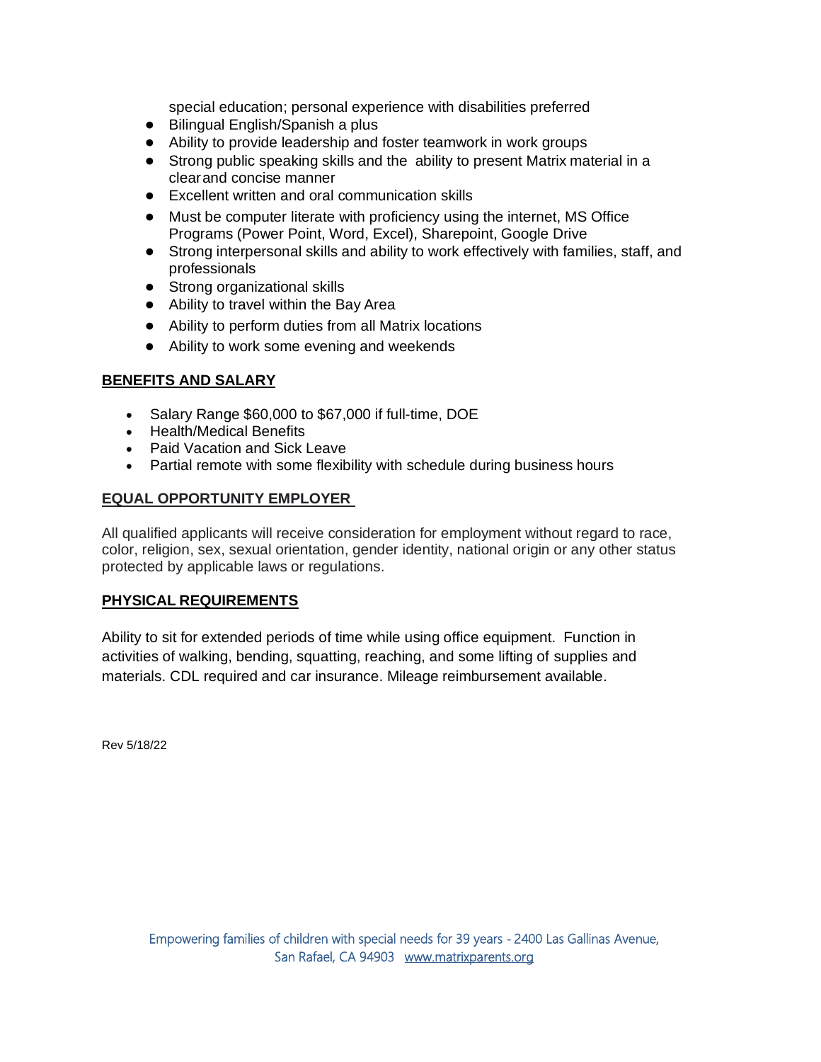special education; personal experience with disabilities preferred

- Bilingual English/Spanish a plus
- Ability to provide leadership and foster teamwork in work groups
- Strong public speaking skills and the ability to present Matrix material in a clear and concise manner
- Excellent written and oral communication skills
- Must be computer literate with proficiency using the internet, MS Office Programs (Power Point, Word, Excel), Sharepoint, Google Drive
- Strong interpersonal skills and ability to work effectively with families, staff, and professionals
- Strong organizational skills
- Ability to travel within the Bay Area
- Ability to perform duties from all Matrix locations
- Ability to work some evening and weekends

## BENEFITS AND SALARY

- Salary Range $60,000 to $67,000 if full-time, DOE
- Health/Medical Benefits
- Paid Vacation and Sick Leave
- Partial remote with some flexibility with schedule during business hours

## EQUAL OPPORTUNITY EMPLOYER

All qualified applicants will receive consideration for employment without regard to race, color, religion, sex, sexual orientation, gender identity, national origin or any other status protected by applicable laws or regulations.

## PHYSICAL REQUIREMENTS

Ability to sit for extended periods of time while using office equipment. Function in activities of walking, bending, squatting, reaching, and some lifting of supplies and materials. CDL required and car insurance. Mileage reimbursement available.

Rev 5/18/22

Empowering families of children with special needs for 39 years - 2400 Las Gallinas Avenue, San Rafael, CA 94903 www.matrixparents.org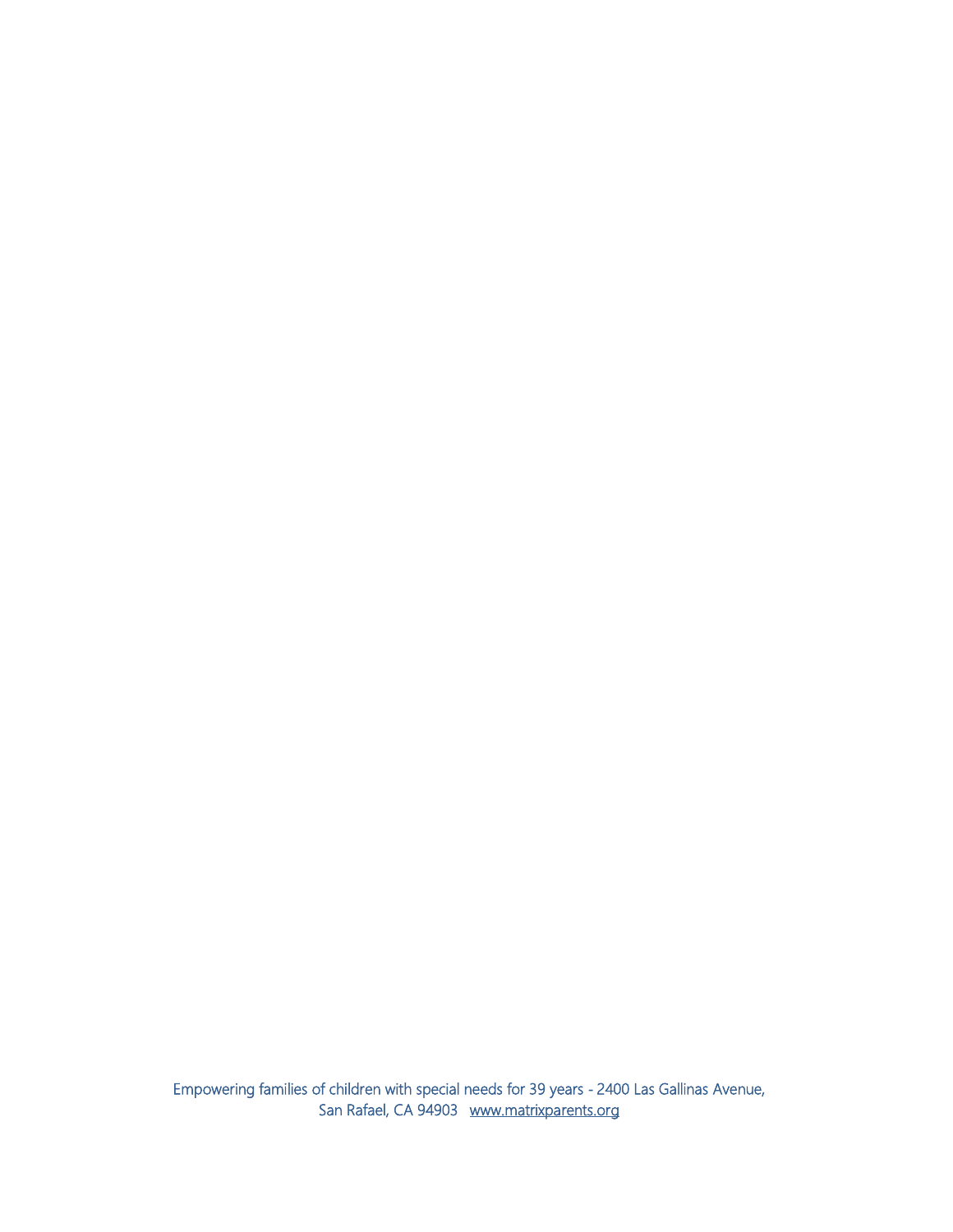Empowering families of children with special needs for 39 years - 2400 Las Gallinas Avenue, San Rafael, CA 94903 www.matrixparents.org